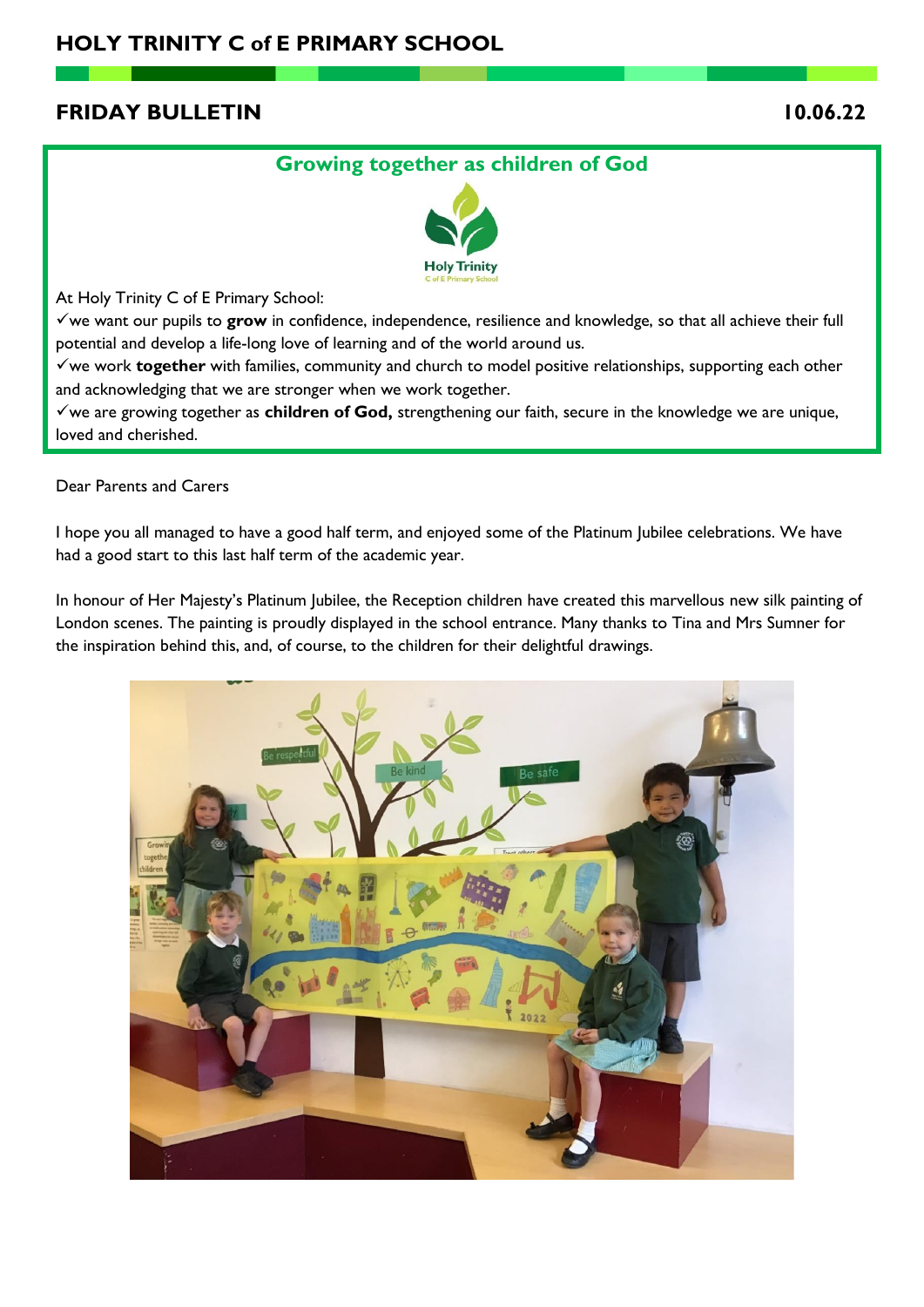# HOLY TRINITY C of E PRIMARY SCHOOL

## FRIDAY BULLETIN 10.06.22

### Growing together as children of God

At Holy Trinity C of E Primary School:

✓we want our pupils to **grow** in confidence, independence, resilience and knowledge, so that all achieve their full potential and develop a life-long love of learning and of the world around us.

✓we work **together** with families, community and church to model positive relationships, supporting each other and acknowledging that we are stronger when we work together.

✓we are growing together as **children of God,** strengthening our faith, secure in the knowledge we are unique, loved and cherished.

Dear Parents and Carers

I hope you all managed to have a good half term, and enjoyed some of the Platinum Jubilee celebrations. We have had a good start to this last half term of the academic year.

In honour of Her Majesty's Platinum Jubilee, the Reception children have created this marvellous new silk painting of London scenes. The painting is proudly displayed in the school entrance. Many thanks to Tina and Mrs Sumner for the inspiration behind this, and, of course, to the children for their delightful drawings.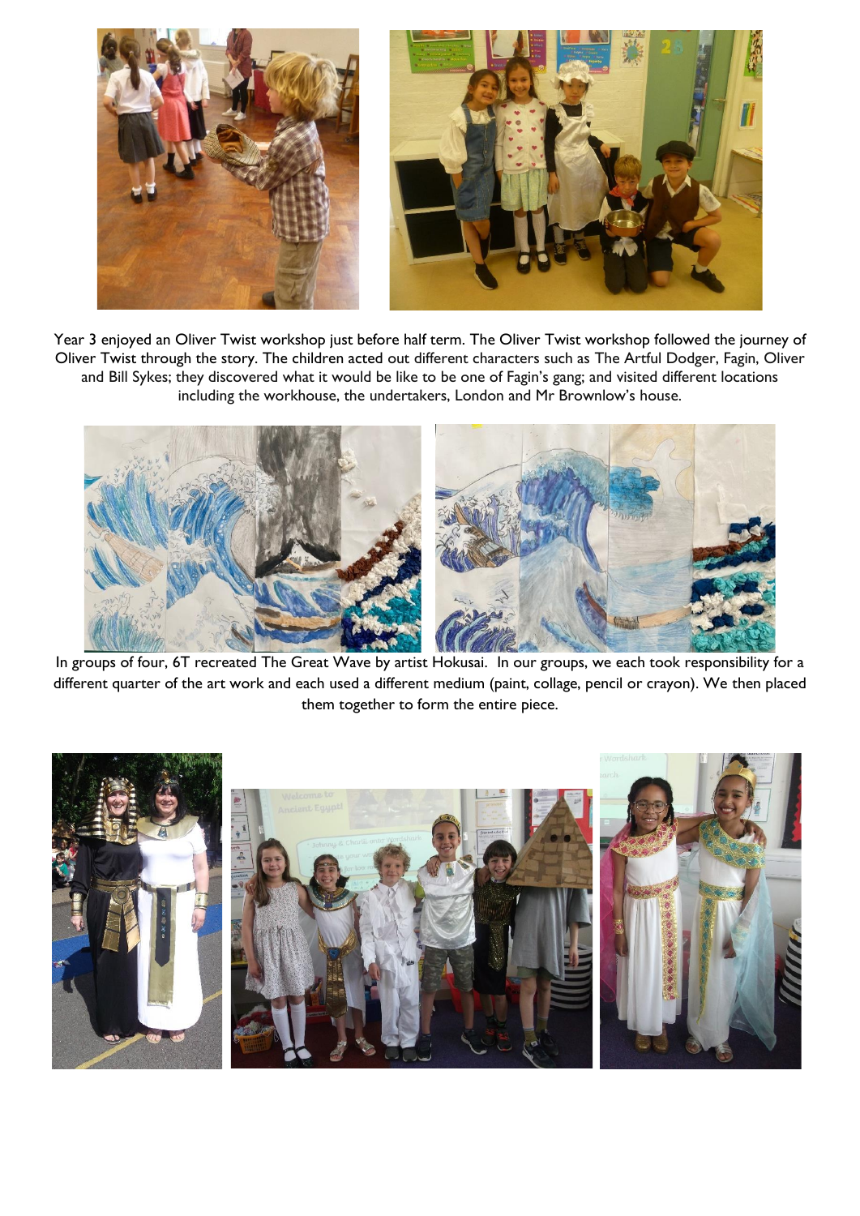Year 3 enjoyed an Oliver Twist workshop just before half term. The Oliver Twist workshop followed the journey of Oliver Twist through the story. The children acted out different characters such as The Artful Dodger, Fagin, Oliver and Bill Sykes; they discovered what it would be like to be one of Fagin's gang; and visited different locations including the workhouse, the undertakers, London and Mr Brownlow's house.

In groups of four, 6T recreated The Great Wave by artist Hokusai. In our groups, we each took responsibility for a different quarter of the art work and each used a different medium (paint, collage, pencil or crayon). We then placed them together to form the entire piece.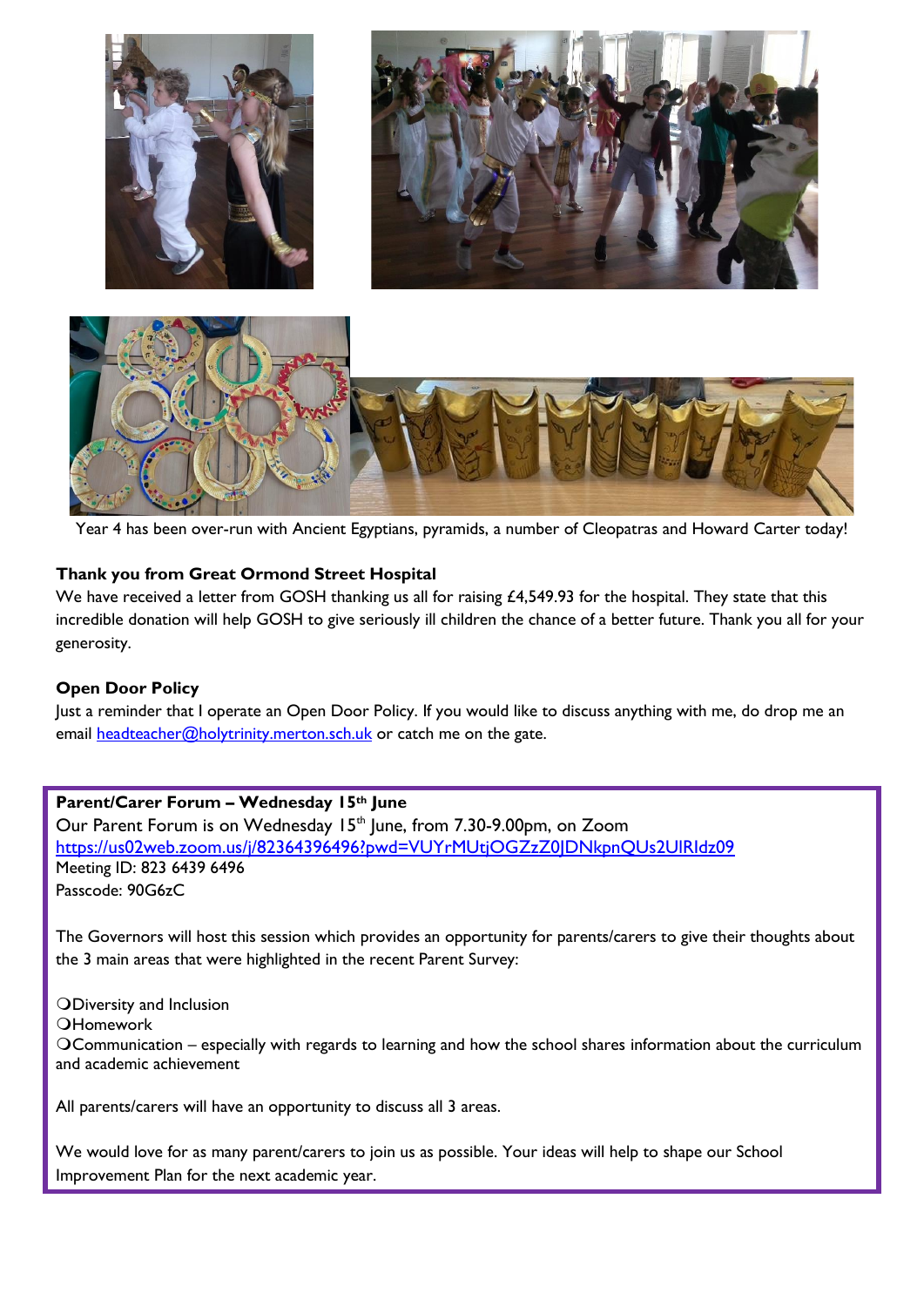Year 4 has been over-run with Ancient Egyptians, pyramids, a number of Cleopatras and Howard Carter today!

**Thank you from Great Ormond Street Hospital**

We have received a letter from GOSH thanking us all for raising £4,549.93 for the hospital. They state that this incredible donation will help GOSH to give seriously ill children the chance of a better future. Thank you all for your generosity.

**Open Door Policy**

Just a reminder that I operate an Open Door Policy. If you would like to discuss anything with me, do drop me an email headteacher@holytrinity.merton.sch.uk or catch me on the gate.

**Parent/Carer Forum – Wednesday 15th June**

Our Parent Forum is on Wednesday 15th June, from 7.30-9.00pm, on Zoom
https://us02web.zoom.us/j/82364396496?pwd=VUYrMUtjOGZzZ0JDNkpnQUs2UlRIdz09
Meeting ID: 823 6439 6496
Passcode: 90G6zC

The Governors will host this session which provides an opportunity for parents/carers to give their thoughts about the 3 main areas that were highlighted in the recent Parent Survey:

- Diversity and Inclusion
- Homework
- Communication – especially with regards to learning and how the school shares information about the curriculum and academic achievement

All parents/carers will have an opportunity to discuss all 3 areas.

We would love for as many parent/carers to join us as possible. Your ideas will help to shape our School Improvement Plan for the next academic year.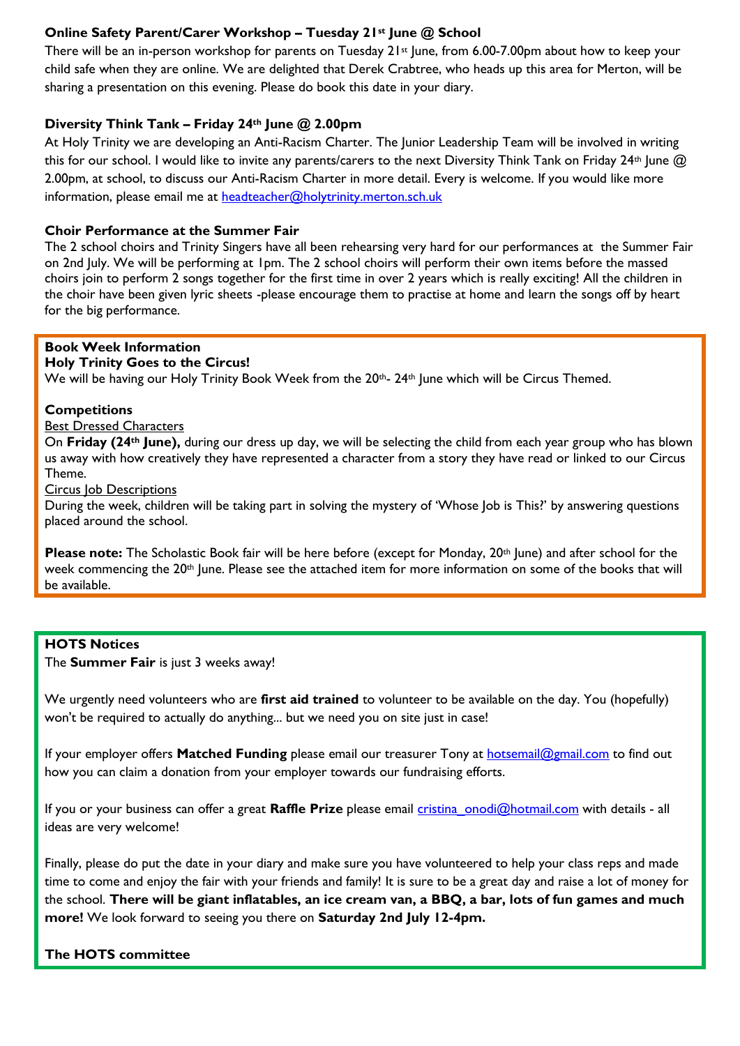### Online Safety Parent/Carer Workshop – Tuesday 21st June @ School

There will be an in-person workshop for parents on Tuesday 21st June, from 6.00-7.00pm about how to keep your child safe when they are online. We are delighted that Derek Crabtree, who heads up this area for Merton, will be sharing a presentation on this evening. Please do book this date in your diary.

### Diversity Think Tank – Friday 24th June @ 2.00pm

At Holy Trinity we are developing an Anti-Racism Charter. The Junior Leadership Team will be involved in writing this for our school. I would like to invite any parents/carers to the next Diversity Think Tank on Friday 24th June @ 2.00pm, at school, to discuss our Anti-Racism Charter in more detail. Every is welcome. If you would like more information, please email me at headteacher@holytrinity.merton.sch.uk

### Choir Performance at the Summer Fair

The 2 school choirs and Trinity Singers have all been rehearsing very hard for our performances at the Summer Fair on 2nd July. We will be performing at 1pm. The 2 school choirs will perform their own items before the massed choirs join to perform 2 songs together for the first time in over 2 years which is really exciting! All the children in the choir have been given lyric sheets -please encourage them to practise at home and learn the songs off by heart for the big performance.

### Book Week Information

**Holy Trinity Goes to the Circus!**

We will be having our Holy Trinity Book Week from the 20th- 24th June which will be Circus Themed.

**Competitions**

Best Dressed Characters

On **Friday (24th June),** during our dress up day, we will be selecting the child from each year group who has blown us away with how creatively they have represented a character from a story they have read or linked to our Circus Theme.

Circus Job Descriptions

During the week, children will be taking part in solving the mystery of 'Whose Job is This?' by answering questions placed around the school.

**Please note:** The Scholastic Book fair will be here before (except for Monday, 20th June) and after school for the week commencing the 20th June. Please see the attached item for more information on some of the books that will be available.

### HOTS Notices

The **Summer Fair** is just 3 weeks away!

We urgently need volunteers who are **first aid trained** to volunteer to be available on the day. You (hopefully) won't be required to actually do anything... but we need you on site just in case!

If your employer offers **Matched Funding** please email our treasurer Tony at hotsemail@gmail.com to find out how you can claim a donation from your employer towards our fundraising efforts.

If you or your business can offer a great **Raffle Prize** please email cristina_onodi@hotmail.com with details - all ideas are very welcome!

Finally, please do put the date in your diary and make sure you have volunteered to help your class reps and made time to come and enjoy the fair with your friends and family! It is sure to be a great day and raise a lot of money for the school. **There will be giant inflatables, an ice cream van, a BBQ, a bar, lots of fun games and much more!** We look forward to seeing you there on **Saturday 2nd July 12-4pm.**

**The HOTS committee**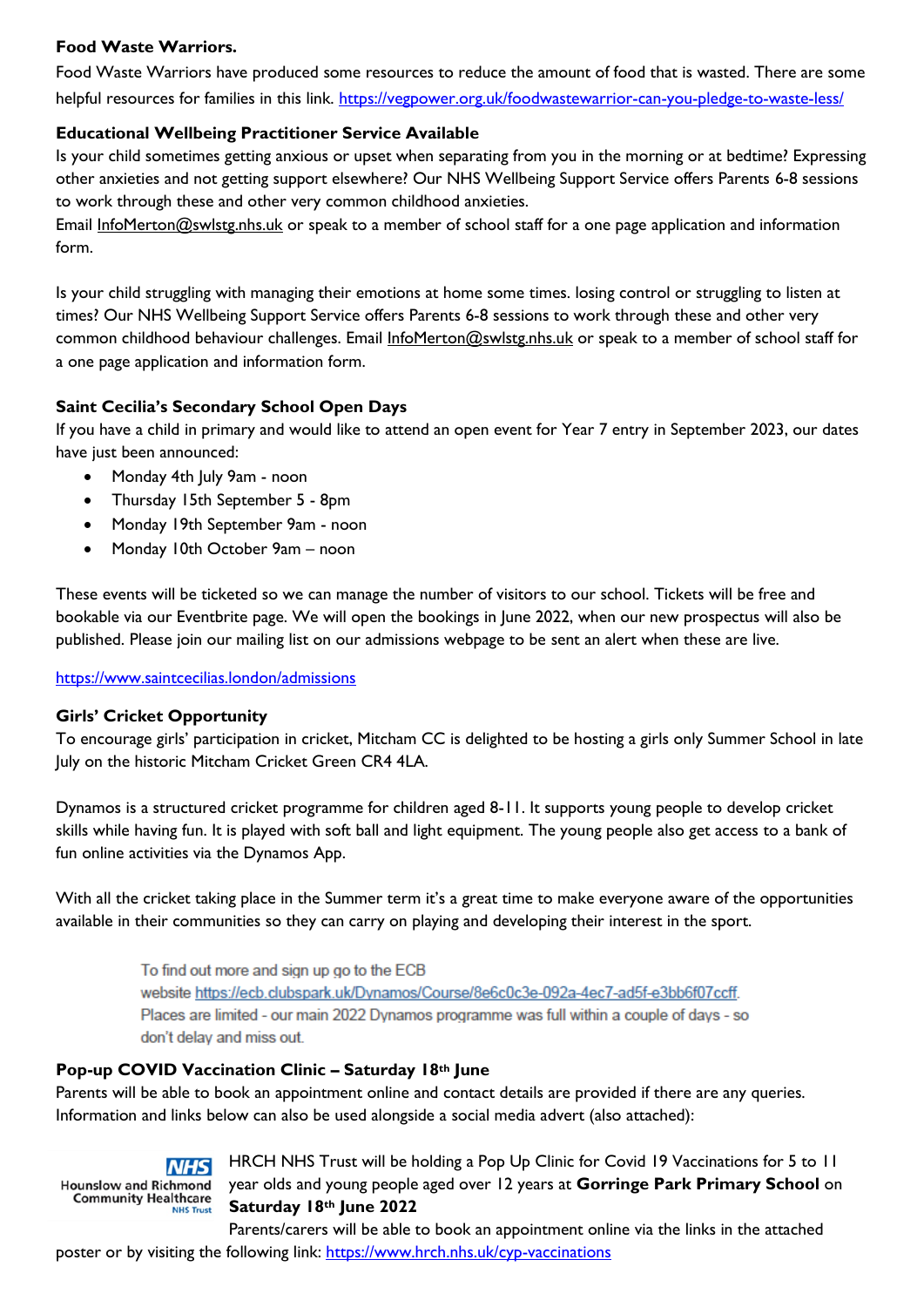**Food Waste Warriors.**

Food Waste Warriors have produced some resources to reduce the amount of food that is wasted. There are some helpful resources for families in this link. https://vegpower.org.uk/foodwastewarrior-can-you-pledge-to-waste-less/

**Educational Wellbeing Practitioner Service Available**

Is your child sometimes getting anxious or upset when separating from you in the morning or at bedtime? Expressing other anxieties and not getting support elsewhere? Our NHS Wellbeing Support Service offers Parents 6-8 sessions to work through these and other very common childhood anxieties.

Email InfoMerton@swlstg.nhs.uk or speak to a member of school staff for a one page application and information form.

Is your child struggling with managing their emotions at home some times. losing control or struggling to listen at times? Our NHS Wellbeing Support Service offers Parents 6-8 sessions to work through these and other very common childhood behaviour challenges. Email InfoMerton@swlstg.nhs.uk or speak to a member of school staff for a one page application and information form.

**Saint Cecilia's Secondary School Open Days**

If you have a child in primary and would like to attend an open event for Year 7 entry in September 2023, our dates have just been announced:

- Monday 4th July 9am - noon
- Thursday 15th September 5 - 8pm
- Monday 19th September 9am - noon
- Monday 10th October 9am – noon

These events will be ticketed so we can manage the number of visitors to our school. Tickets will be free and bookable via our Eventbrite page. We will open the bookings in June 2022, when our new prospectus will also be published. Please join our mailing list on our admissions webpage to be sent an alert when these are live.

https://www.saintcecilias.london/admissions

**Girls' Cricket Opportunity**

To encourage girls' participation in cricket, Mitcham CC is delighted to be hosting a girls only Summer School in late July on the historic Mitcham Cricket Green CR4 4LA.

Dynamos is a structured cricket programme for children aged 8-11. It supports young people to develop cricket skills while having fun. It is played with soft ball and light equipment. The young people also get access to a bank of fun online activities via the Dynamos App.

With all the cricket taking place in the Summer term it's a great time to make everyone aware of the opportunities available in their communities so they can carry on playing and developing their interest in the sport.

To find out more and sign up go to the ECB website https://ecb.clubspark.uk/Dynamos/Course/8e6c0c3e-092a-4ec7-ad5f-e3bb6f07ccff. Places are limited - our main 2022 Dynamos programme was full within a couple of days - so don't delay and miss out.

**Pop-up COVID Vaccination Clinic – Saturday 18th June**

Parents will be able to book an appointment online and contact details are provided if there are any queries. Information and links below can also be used alongside a social media advert (also attached):

NHS Hounslow and Richmond Community Healthcare NHS Trust

HRCH NHS Trust will be holding a Pop Up Clinic for Covid 19 Vaccinations for 5 to 11 year olds and young people aged over 12 years at **Gorringe Park Primary School** on **Saturday 18th June 2022**

Parents/carers will be able to book an appointment online via the links in the attached poster or by visiting the following link: https://www.hrch.nhs.uk/cyp-vaccinations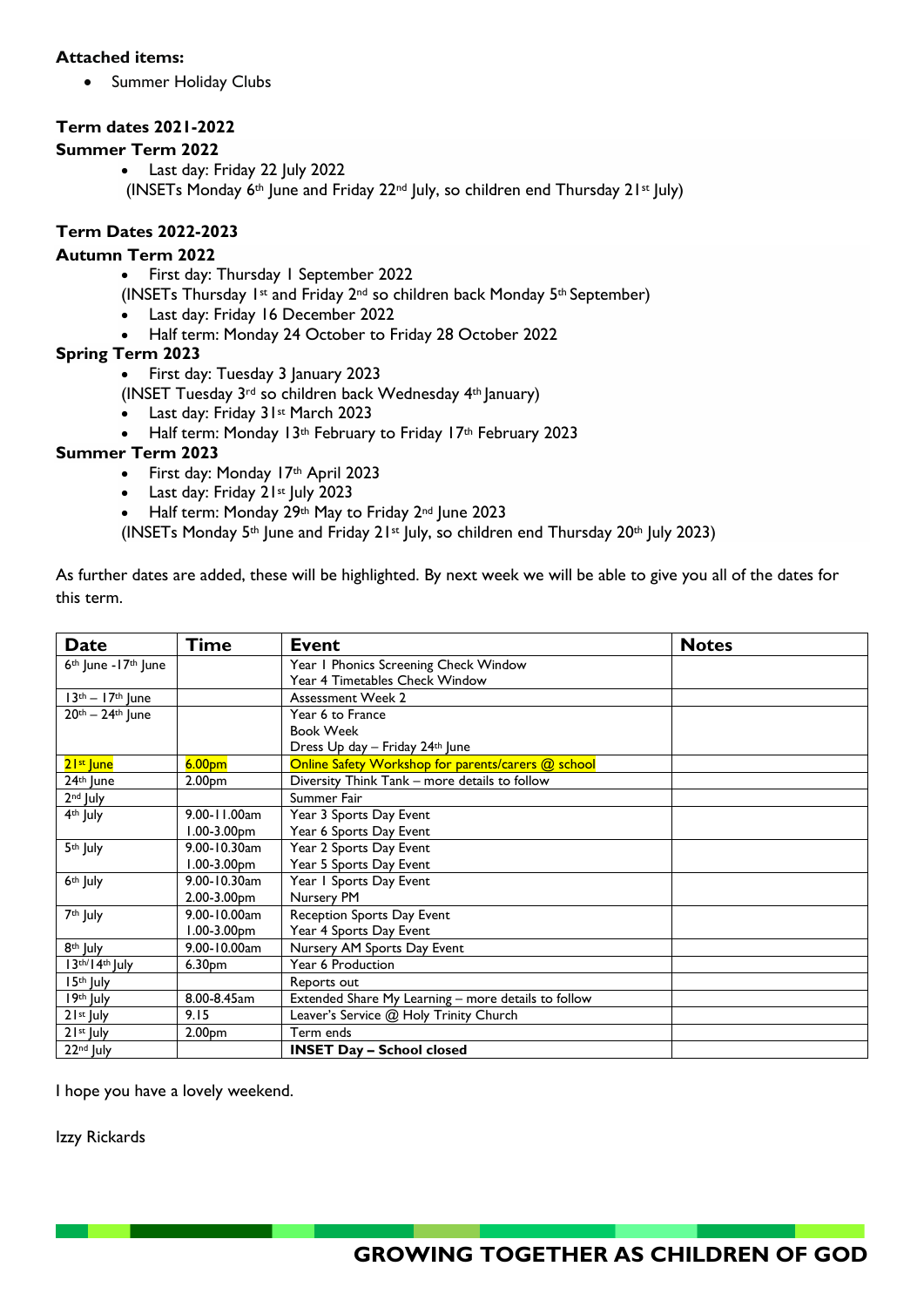**Attached items:**

- Summer Holiday Clubs

**Term dates 2021-2022**

**Summer Term 2022**

- Last day: Friday 22 July 2022

(INSETs Monday 6th June and Friday 22nd July, so children end Thursday 21st July)

**Term Dates 2022-2023**

**Autumn Term 2022**

- First day: Thursday 1 September 2022

(INSETs Thursday 1st and Friday 2nd so children back Monday 5th September)

- Last day: Friday 16 December 2022
- Half term: Monday 24 October to Friday 28 October 2022

**Spring Term 2023**

- First day: Tuesday 3 January 2023

(INSET Tuesday 3rd so children back Wednesday 4th January)

- Last day: Friday 31st March 2023
- Half term: Monday 13th February to Friday 17th February 2023

**Summer Term 2023**

- First day: Monday 17th April 2023
- Last day: Friday 21st July 2023
- Half term: Monday 29th May to Friday 2nd June 2023

(INSETs Monday 5th June and Friday 21st July, so children end Thursday 20th July 2023)

As further dates are added, these will be highlighted. By next week we will be able to give you all of the dates for this term.

| Date | Time | Event | Notes |
|---|---|---|---|
| 6th June -17th June | | Year 1 Phonics Screening Check Window<br>Year 4 Timetables Check Window | |
| 13th – 17th June | | Assessment Week 2 | |
| 20th – 24th June | | Year 6 to France<br>Book Week<br>Dress Up day – Friday 24th June | |
| 21st June | 6.00pm | Online Safety Workshop for parents/carers @ school | |
| 24th June | 2.00pm | Diversity Think Tank – more details to follow | |
| 2nd July | | Summer Fair | |
| 4th July | 9.00-11.00am<br>1.00-3.00pm | Year 3 Sports Day Event<br>Year 6 Sports Day Event | |
| 5th July | 9.00-10.30am<br>1.00-3.00pm | Year 2 Sports Day Event<br>Year 5 Sports Day Event | |
| 6th July | 9.00-10.30am<br>2.00-3.00pm | Year 1 Sports Day Event<br>Nursery PM | |
| 7th July | 9.00-10.00am<br>1.00-3.00pm | Reception Sports Day Event<br>Year 4 Sports Day Event | |
| 8th July | 9.00-10.00am | Nursery AM Sports Day Event | |
| 13th/14th July | 6.30pm | Year 6 Production | |
| 15th July | | Reports out | |
| 19th July | 8.00-8.45am | Extended Share My Learning – more details to follow | |
| 21st July | 9.15 | Leaver's Service @ Holy Trinity Church | |
| 21st July | 2.00pm | Term ends | |
| 22nd July | | **INSET Day – School closed** | |

I hope you have a lovely weekend.

Izzy Rickards

GROWING TOGETHER AS CHILDREN OF GOD